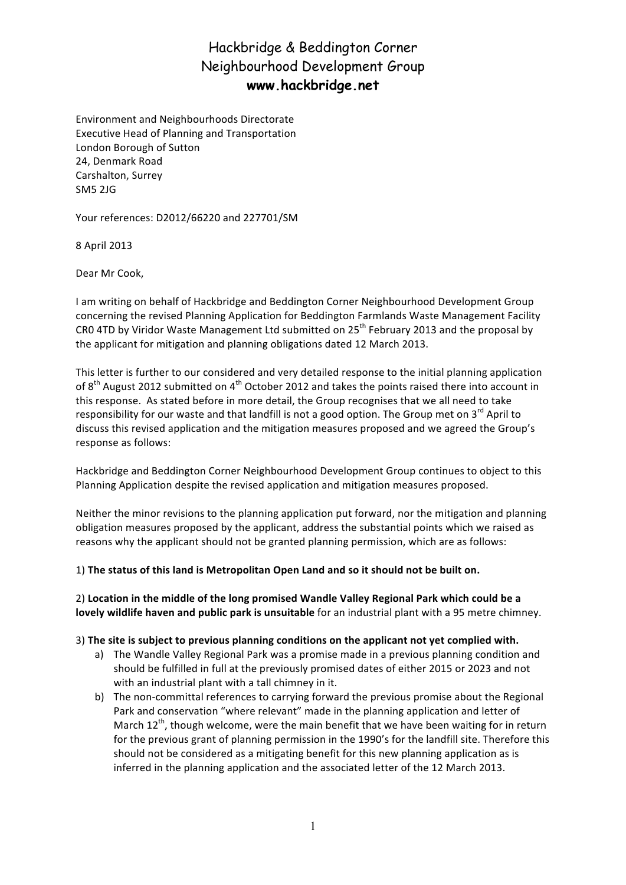# Hackbridge & Beddington Corner Neighbourhood Development Group

**www.hackbridge.net**

Environment and Neighbourhoods Directorate
Executive Head of Planning and Transportation
London Borough of Sutton
24, Denmark Road
Carshalton, Surrey
SM5 2JG

Your references: D2012/66220 and 227701/SM

8 April 2013

Dear Mr Cook,

I am writing on behalf of Hackbridge and Beddington Corner Neighbourhood Development Group concerning the revised Planning Application for Beddington Farmlands Waste Management Facility CR0 4TD by Viridor Waste Management Ltd submitted on 25th February 2013 and the proposal by the applicant for mitigation and planning obligations dated 12 March 2013.

This letter is further to our considered and very detailed response to the initial planning application of 8th August 2012 submitted on 4th October 2012 and takes the points raised there into account in this response. As stated before in more detail, the Group recognises that we all need to take responsibility for our waste and that landfill is not a good option. The Group met on 3rd April to discuss this revised application and the mitigation measures proposed and we agreed the Group's response as follows:

Hackbridge and Beddington Corner Neighbourhood Development Group continues to object to this Planning Application despite the revised application and mitigation measures proposed.

Neither the minor revisions to the planning application put forward, nor the mitigation and planning obligation measures proposed by the applicant, address the substantial points which we raised as reasons why the applicant should not be granted planning permission, which are as follows:

1) **The status of this land is Metropolitan Open Land and so it should not be built on.**

2) **Location in the middle of the long promised Wandle Valley Regional Park which could be a lovely wildlife haven and public park is unsuitable** for an industrial plant with a 95 metre chimney.

3) **The site is subject to previous planning conditions on the applicant not yet complied with.**

   a) The Wandle Valley Regional Park was a promise made in a previous planning condition and should be fulfilled in full at the previously promised dates of either 2015 or 2023 and not with an industrial plant with a tall chimney in it.

   b) The non-committal references to carrying forward the previous promise about the Regional Park and conservation "where relevant" made in the planning application and letter of March 12th, though welcome, were the main benefit that we have been waiting for in return for the previous grant of planning permission in the 1990's for the landfill site. Therefore this should not be considered as a mitigating benefit for this new planning application as is inferred in the planning application and the associated letter of the 12 March 2013.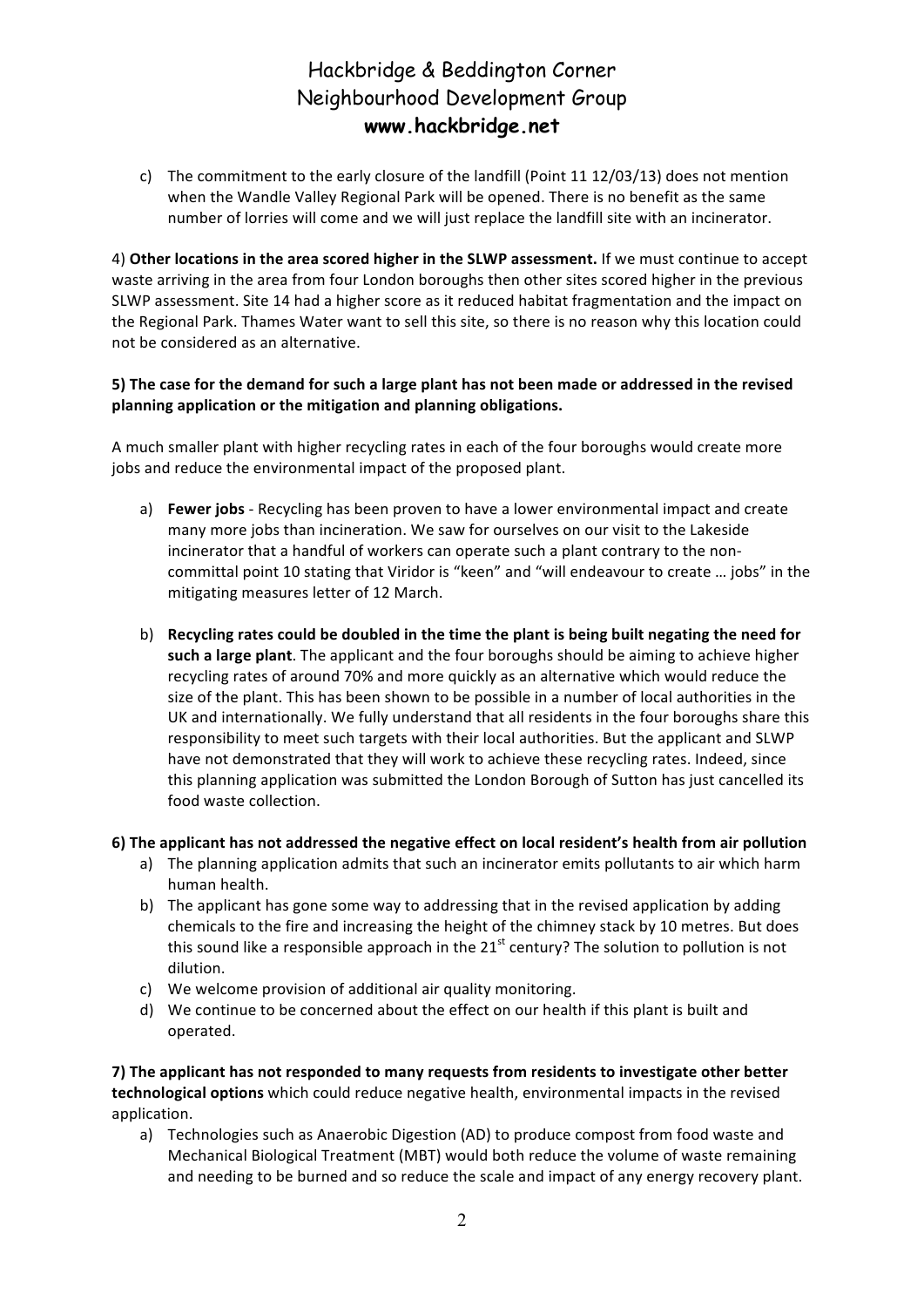c) The commitment to the early closure of the landfill (Point 11 12/03/13) does not mention when the Wandle Valley Regional Park will be opened. There is no benefit as the same number of lorries will come and we will just replace the landfill site with an incinerator.

4) **Other locations in the area scored higher in the SLWP assessment.** If we must continue to accept waste arriving in the area from four London boroughs then other sites scored higher in the previous SLWP assessment. Site 14 had a higher score as it reduced habitat fragmentation and the impact on the Regional Park. Thames Water want to sell this site, so there is no reason why this location could not be considered as an alternative.

**5) The case for the demand for such a large plant has not been made or addressed in the revised planning application or the mitigation and planning obligations.**

A much smaller plant with higher recycling rates in each of the four boroughs would create more jobs and reduce the environmental impact of the proposed plant.

a) **Fewer jobs** - Recycling has been proven to have a lower environmental impact and create many more jobs than incineration. We saw for ourselves on our visit to the Lakeside incinerator that a handful of workers can operate such a plant contrary to the non-committal point 10 stating that Viridor is "keen" and "will endeavour to create … jobs" in the mitigating measures letter of 12 March.

b) **Recycling rates could be doubled in the time the plant is being built negating the need for such a large plant**. The applicant and the four boroughs should be aiming to achieve higher recycling rates of around 70% and more quickly as an alternative which would reduce the size of the plant. This has been shown to be possible in a number of local authorities in the UK and internationally. We fully understand that all residents in the four boroughs share this responsibility to meet such targets with their local authorities. But the applicant and SLWP have not demonstrated that they will work to achieve these recycling rates. Indeed, since this planning application was submitted the London Borough of Sutton has just cancelled its food waste collection.

**6) The applicant has not addressed the negative effect on local resident's health from air pollution**

a) The planning application admits that such an incinerator emits pollutants to air which harm human health.

b) The applicant has gone some way to addressing that in the revised application by adding chemicals to the fire and increasing the height of the chimney stack by 10 metres. But does this sound like a responsible approach in the 21st century? The solution to pollution is not dilution.

c) We welcome provision of additional air quality monitoring.

d) We continue to be concerned about the effect on our health if this plant is built and operated.

**7) The applicant has not responded to many requests from residents to investigate other better technological options** which could reduce negative health, environmental impacts in the revised application.

a) Technologies such as Anaerobic Digestion (AD) to produce compost from food waste and Mechanical Biological Treatment (MBT) would both reduce the volume of waste remaining and needing to be burned and so reduce the scale and impact of any energy recovery plant.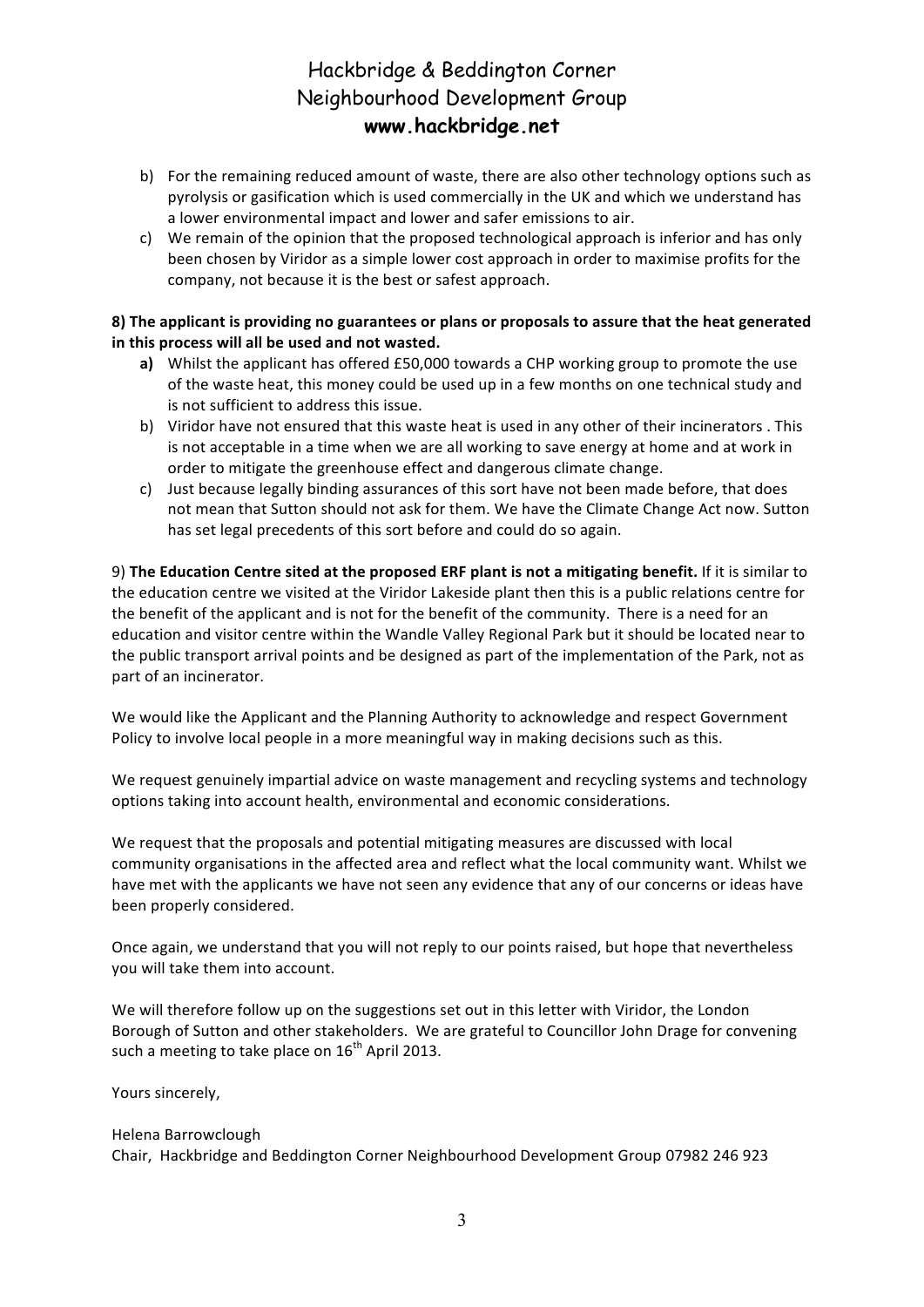b) For the remaining reduced amount of waste, there are also other technology options such as pyrolysis or gasification which is used commercially in the UK and which we understand has a lower environmental impact and lower and safer emissions to air.

c) We remain of the opinion that the proposed technological approach is inferior and has only been chosen by Viridor as a simple lower cost approach in order to maximise profits for the company, not because it is the best or safest approach.

**8) The applicant is providing no guarantees or plans or proposals to assure that the heat generated in this process will all be used and not wasted.**

**a)** Whilst the applicant has offered £50,000 towards a CHP working group to promote the use of the waste heat, this money could be used up in a few months on one technical study and is not sufficient to address this issue.

b) Viridor have not ensured that this waste heat is used in any other of their incinerators . This is not acceptable in a time when we are all working to save energy at home and at work in order to mitigate the greenhouse effect and dangerous climate change.

c) Just because legally binding assurances of this sort have not been made before, that does not mean that Sutton should not ask for them. We have the Climate Change Act now. Sutton has set legal precedents of this sort before and could do so again.

9) **The Education Centre sited at the proposed ERF plant is not a mitigating benefit.** If it is similar to the education centre we visited at the Viridor Lakeside plant then this is a public relations centre for the benefit of the applicant and is not for the benefit of the community. There is a need for an education and visitor centre within the Wandle Valley Regional Park but it should be located near to the public transport arrival points and be designed as part of the implementation of the Park, not as part of an incinerator.

We would like the Applicant and the Planning Authority to acknowledge and respect Government Policy to involve local people in a more meaningful way in making decisions such as this.

We request genuinely impartial advice on waste management and recycling systems and technology options taking into account health, environmental and economic considerations.

We request that the proposals and potential mitigating measures are discussed with local community organisations in the affected area and reflect what the local community want. Whilst we have met with the applicants we have not seen any evidence that any of our concerns or ideas have been properly considered.

Once again, we understand that you will not reply to our points raised, but hope that nevertheless you will take them into account.

We will therefore follow up on the suggestions set out in this letter with Viridor, the London Borough of Sutton and other stakeholders. We are grateful to Councillor John Drage for convening such a meeting to take place on 16th April 2013.

Yours sincerely,

Helena Barrowclough
Chair, Hackbridge and Beddington Corner Neighbourhood Development Group 07982 246 923